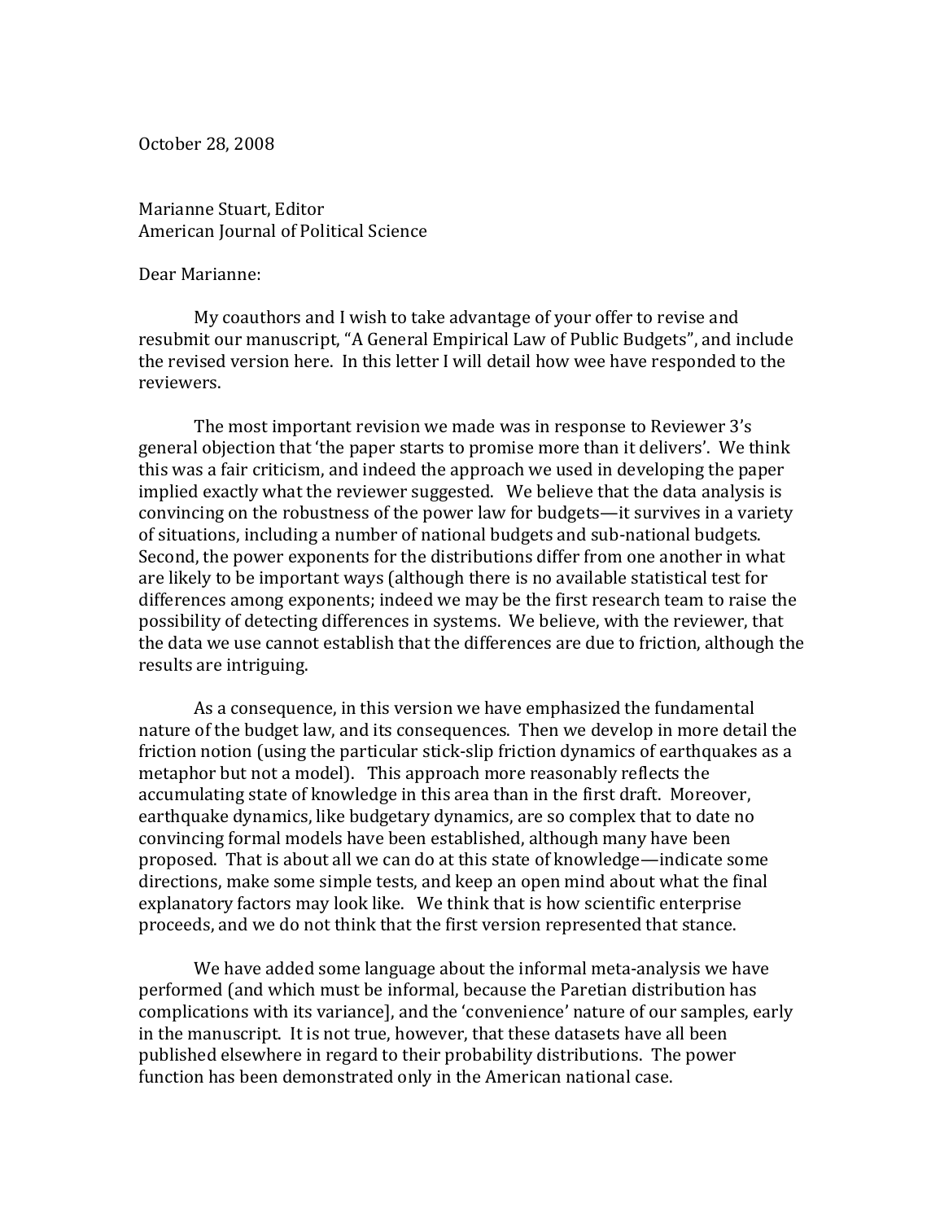October 28, 2008

Marianne Stuart, Editor
American Journal of Political Science

Dear Marianne:

My coauthors and I wish to take advantage of your offer to revise and resubmit our manuscript, "A General Empirical Law of Public Budgets", and include the revised version here. In this letter I will detail how wee have responded to the reviewers.

The most important revision we made was in response to Reviewer 3's general objection that 'the paper starts to promise more than it delivers'. We think this was a fair criticism, and indeed the approach we used in developing the paper implied exactly what the reviewer suggested. We believe that the data analysis is convincing on the robustness of the power law for budgets—it survives in a variety of situations, including a number of national budgets and sub-national budgets. Second, the power exponents for the distributions differ from one another in what are likely to be important ways (although there is no available statistical test for differences among exponents; indeed we may be the first research team to raise the possibility of detecting differences in systems. We believe, with the reviewer, that the data we use cannot establish that the differences are due to friction, although the results are intriguing.

As a consequence, in this version we have emphasized the fundamental nature of the budget law, and its consequences. Then we develop in more detail the friction notion (using the particular stick-slip friction dynamics of earthquakes as a metaphor but not a model). This approach more reasonably reflects the accumulating state of knowledge in this area than in the first draft. Moreover, earthquake dynamics, like budgetary dynamics, are so complex that to date no convincing formal models have been established, although many have been proposed. That is about all we can do at this state of knowledge—indicate some directions, make some simple tests, and keep an open mind about what the final explanatory factors may look like. We think that is how scientific enterprise proceeds, and we do not think that the first version represented that stance.

We have added some language about the informal meta-analysis we have performed (and which must be informal, because the Paretian distribution has complications with its variance], and the 'convenience' nature of our samples, early in the manuscript. It is not true, however, that these datasets have all been published elsewhere in regard to their probability distributions. The power function has been demonstrated only in the American national case.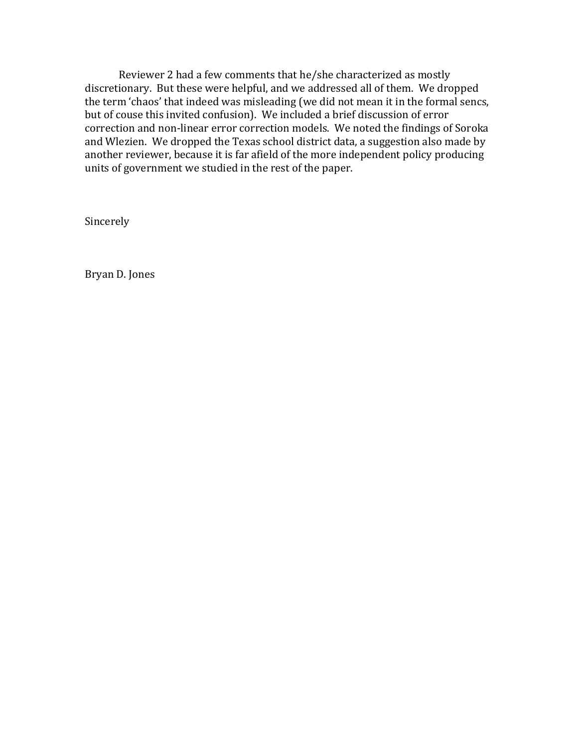Reviewer 2 had a few comments that he/she characterized as mostly discretionary. But these were helpful, and we addressed all of them. We dropped the term 'chaos' that indeed was misleading (we did not mean it in the formal sencs, but of couse this invited confusion). We included a brief discussion of error correction and non-linear error correction models. We noted the findings of Soroka and Wlezien. We dropped the Texas school district data, a suggestion also made by another reviewer, because it is far afield of the more independent policy producing units of government we studied in the rest of the paper.

Sincerely

Bryan D. Jones